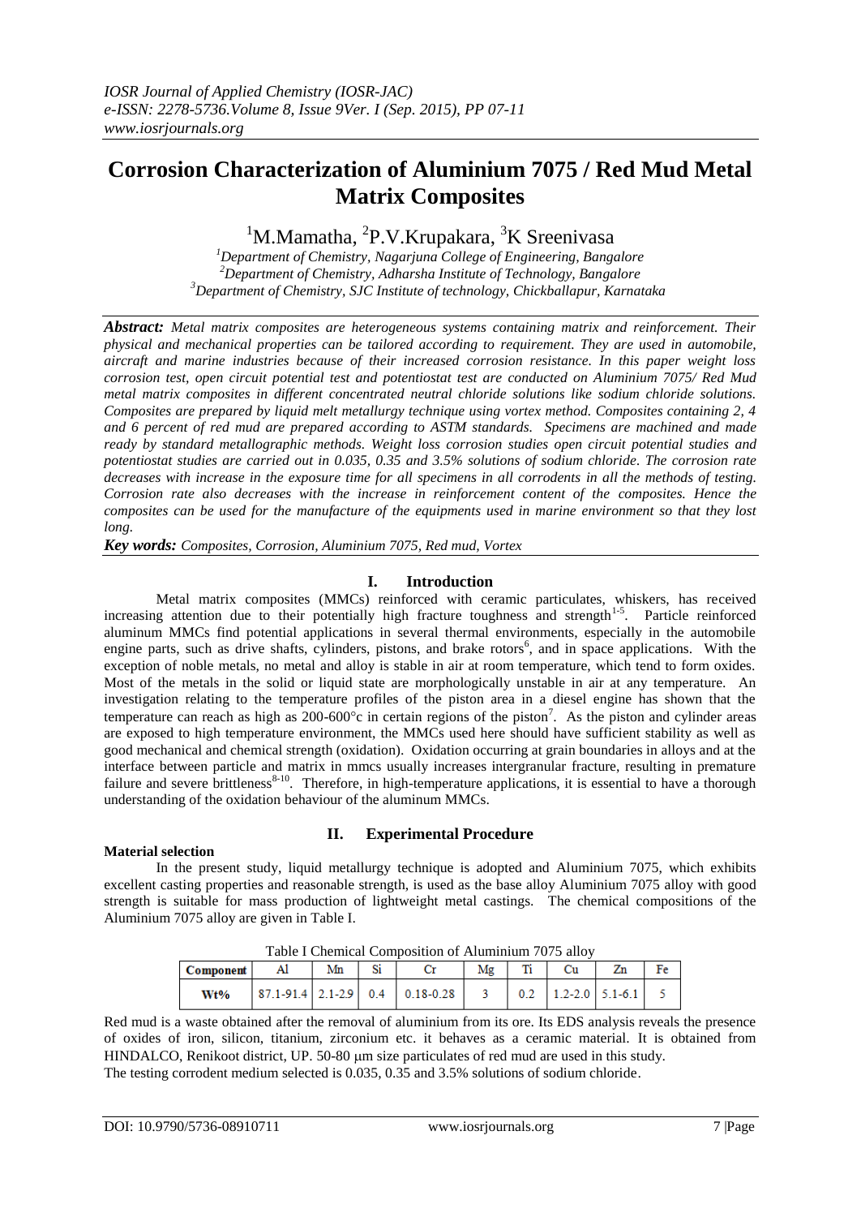# Corrosion Characterization of Aluminium 7075 / Red Mud Metal Matrix Composites

[1]M.Mamatha, [2]P.V.Krupakara, [3]K Sreenivasa

[1]*Department of Chemistry, Nagarjuna College of Engineering, Bangalore*
[2]*Department of Chemistry, Adharsha Institute of Technology, Bangalore*
[3]*Department of Chemistry, SJC Institute of technology, Chickballapur, Karnataka*

***Abstract:*** *Metal matrix composites are heterogeneous systems containing matrix and reinforcement. Their physical and mechanical properties can be tailored according to requirement. They are used in automobile, aircraft and marine industries because of their increased corrosion resistance. In this paper weight loss corrosion test, open circuit potential test and potentiostat test are conducted on Aluminium 7075/ Red Mud metal matrix composites in different concentrated neutral chloride solutions like sodium chloride solutions. Composites are prepared by liquid melt metallurgy technique using vortex method. Composites containing 2, 4 and 6 percent of red mud are prepared according to ASTM standards. Specimens are machined and made ready by standard metallographic methods. Weight loss corrosion studies open circuit potential studies and potentiostat studies are carried out in 0.035, 0.35 and 3.5% solutions of sodium chloride. The corrosion rate decreases with increase in the exposure time for all specimens in all corrodents in all the methods of testing. Corrosion rate also decreases with the increase in reinforcement content of the composites. Hence the composites can be used for the manufacture of the equipments used in marine environment so that they lost long.*

***Key words:*** *Composites, Corrosion, Aluminium 7075, Red mud, Vortex*

## I. Introduction

Metal matrix composites (MMCs) reinforced with ceramic particulates, whiskers, has received increasing attention due to their potentially high fracture toughness and strength[1-5]. Particle reinforced aluminum MMCs find potential applications in several thermal environments, especially in the automobile engine parts, such as drive shafts, cylinders, pistons, and brake rotors[6], and in space applications. With the exception of noble metals, no metal and alloy is stable in air at room temperature, which tend to form oxides. Most of the metals in the solid or liquid state are morphologically unstable in air at any temperature. An investigation relating to the temperature profiles of the piston area in a diesel engine has shown that the temperature can reach as high as 200-600°c in certain regions of the piston[7]. As the piston and cylinder areas are exposed to high temperature environment, the MMCs used here should have sufficient stability as well as good mechanical and chemical strength (oxidation). Oxidation occurring at grain boundaries in alloys and at the interface between particle and matrix in mmcs usually increases intergranular fracture, resulting in premature failure and severe brittleness[8-10]. Therefore, in high-temperature applications, it is essential to have a thorough understanding of the oxidation behaviour of the aluminum MMCs.

## II. Experimental Procedure

**Material selection**

In the present study, liquid metallurgy technique is adopted and Aluminium 7075, which exhibits excellent casting properties and reasonable strength, is used as the base alloy Aluminium 7075 alloy with good strength is suitable for mass production of lightweight metal castings. The chemical compositions of the Aluminium 7075 alloy are given in Table I.

Table I Chemical Composition of Aluminium 7075 alloy

| Component | Al | Mn | Si | Cr | Mg | Ti | Cu | Zn | Fe |
|---|---|---|---|---|---|---|---|---|---|
| Wt% | 87.1-91.4 | 2.1-2.9 | 0.4 | 0.18-0.28 | 3 | 0.2 | 1.2-2.0 | 5.1-6.1 | 5 |

Red mud is a waste obtained after the removal of aluminium from its ore. Its EDS analysis reveals the presence of oxides of iron, silicon, titanium, zirconium etc. it behaves as a ceramic material. It is obtained from HINDALCO, Renikoot district, UP. 50-80 μm size particulates of red mud are used in this study.
The testing corrodent medium selected is 0.035, 0.35 and 3.5% solutions of sodium chloride.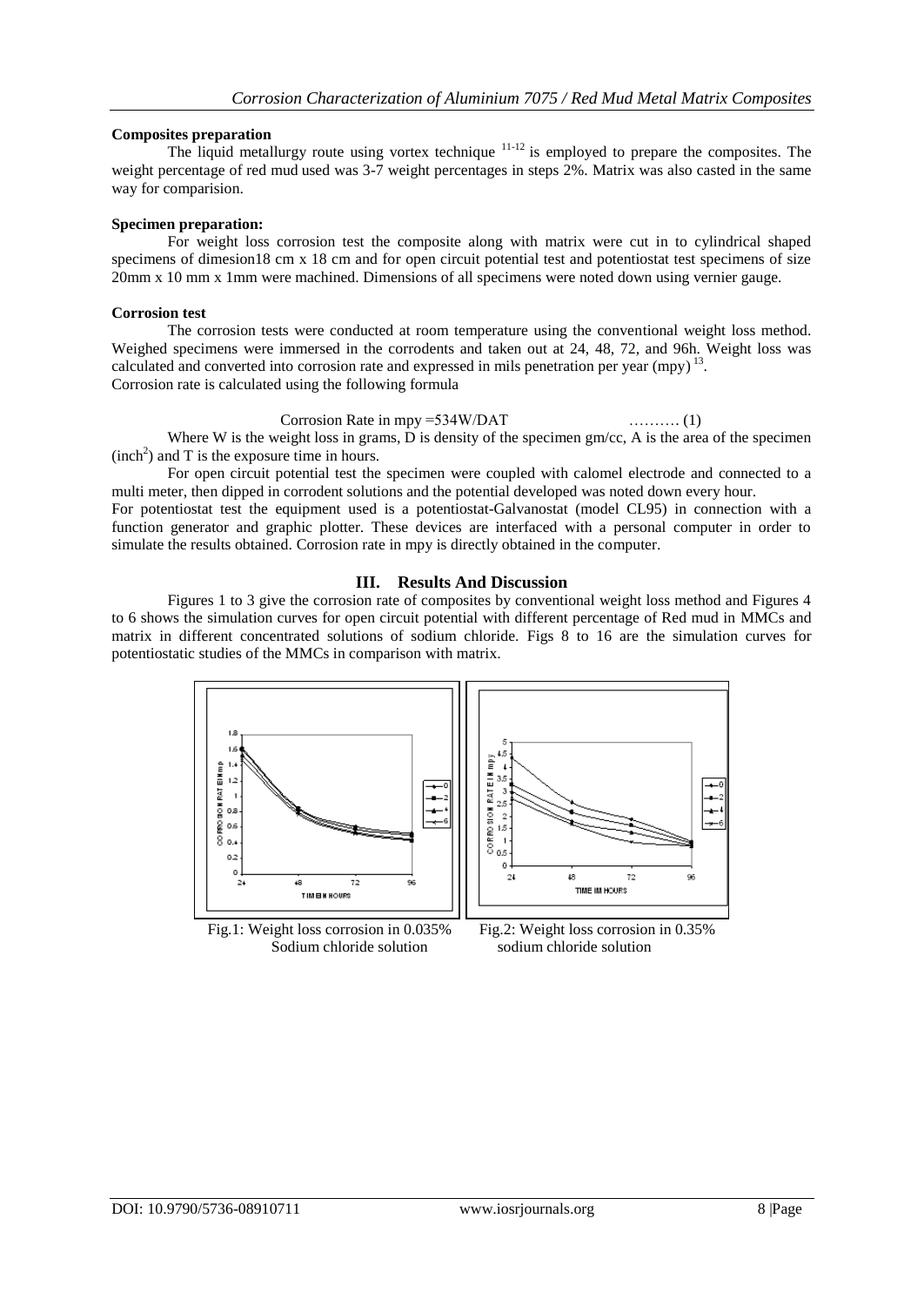**Composites preparation**

The liquid metallurgy route using vortex technique [11-12] is employed to prepare the composites. The weight percentage of red mud used was 3-7 weight percentages in steps 2%. Matrix was also casted in the same way for comparision.

**Specimen preparation:**

For weight loss corrosion test the composite along with matrix were cut in to cylindrical shaped specimens of dimesion18 cm x 18 cm and for open circuit potential test and potentiostat test specimens of size 20mm x 10 mm x 1mm were machined. Dimensions of all specimens were noted down using vernier gauge.

**Corrosion test**

The corrosion tests were conducted at room temperature using the conventional weight loss method. Weighed specimens were immersed in the corrodents and taken out at 24, 48, 72, and 96h. Weight loss was calculated and converted into corrosion rate and expressed in mils penetration per year (mpy) [13].
Corrosion rate is calculated using the following formula

$$\text{Corrosion Rate in mpy} = 534W/DAT \qquad \ldots\ldots\ldots (1)$$

Where W is the weight loss in grams, D is density of the specimen gm/cc, A is the area of the specimen ($inch^2$) and T is the exposure time in hours.

For open circuit potential test the specimen were coupled with calomel electrode and connected to a multi meter, then dipped in corrodent solutions and the potential developed was noted down every hour.
For potentiostat test the equipment used is a potentiostat-Galvanostat (model CL95) in connection with a function generator and graphic plotter. These devices are interfaced with a personal computer in order to simulate the results obtained. Corrosion rate in mpy is directly obtained in the computer.

## III. Results And Discussion

Figures 1 to 3 give the corrosion rate of composites by conventional weight loss method and Figures 4 to 6 shows the simulation curves for open circuit potential with different percentage of Red mud in MMCs and matrix in different concentrated solutions of sodium chloride. Figs 8 to 16 are the simulation curves for potentiostatic studies of the MMCs in comparison with matrix.

Fig.1: Weight loss corrosion in 0.035% Sodium chloride solution

Fig.2: Weight loss corrosion in 0.35% sodium chloride solution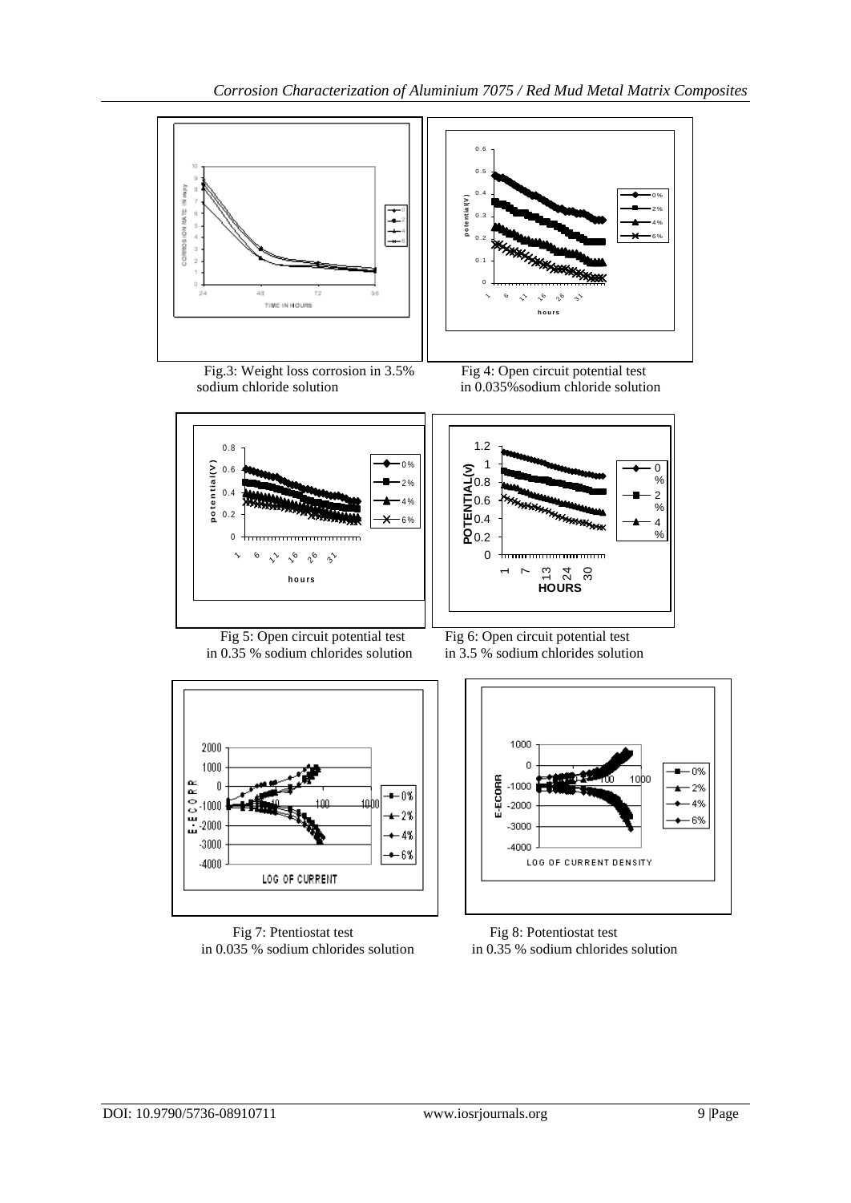Fig.3: Weight loss corrosion in 3.5% sodium chloride solution

Fig 4: Open circuit potential test in 0.035%sodium chloride solution

Fig 5: Open circuit potential test in 0.35 % sodium chlorides solution

Fig 6: Open circuit potential test in 3.5 % sodium chlorides solution

Fig 7: Ptentiostat test in 0.035 % sodium chlorides solution

Fig 8: Potentiostat test in 0.35 % sodium chlorides solution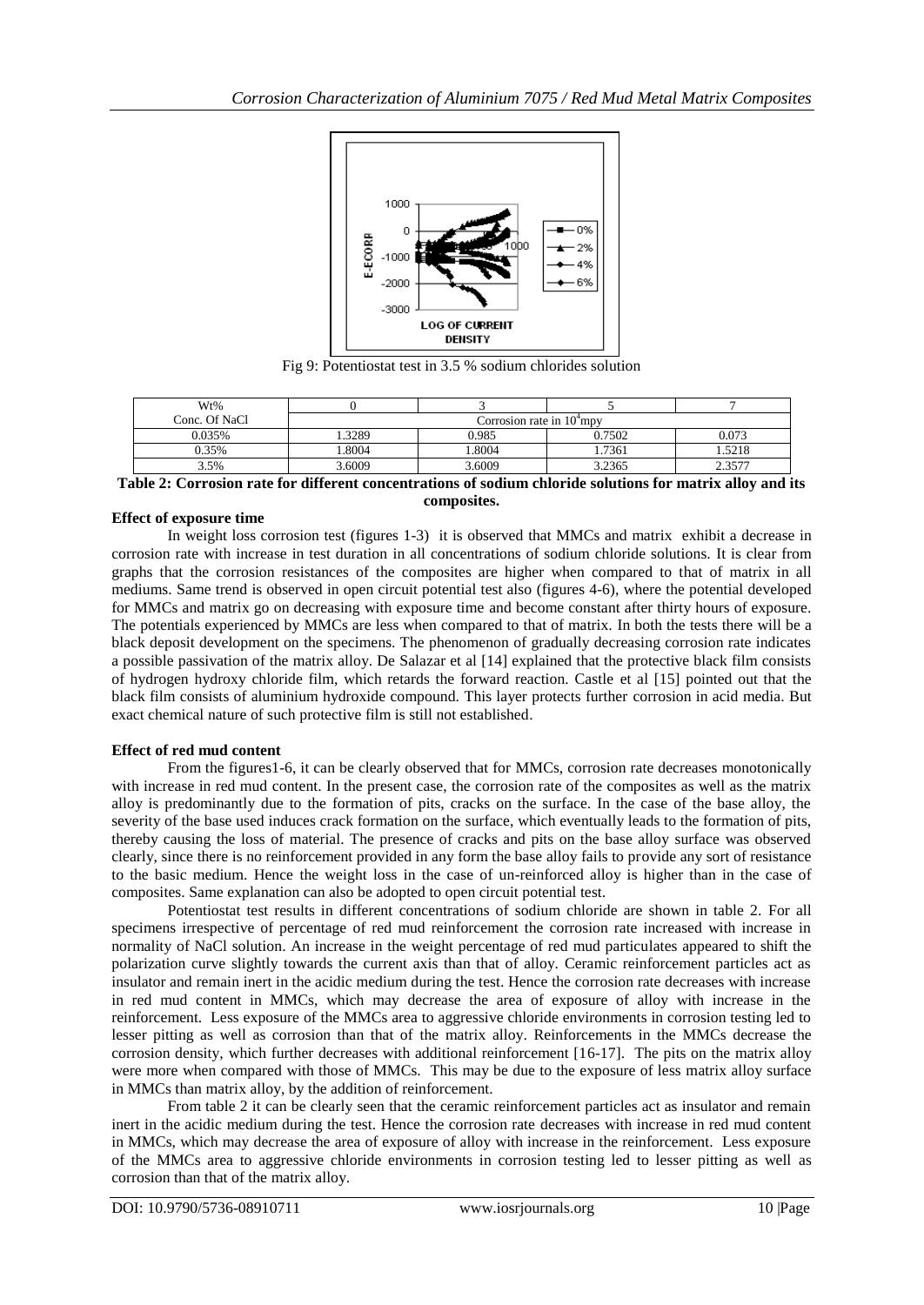Fig 9: Potentiostat test in 3.5 % sodium chlorides solution

| Wt% | 0 | 3 | 5 | 7 |
|---|---|---|---|---|
| Conc. Of NaCl | Corrosion rate in $10^4$mpy | | | |
| 0.035% | 1.3289 | 0.985 | 0.7502 | 0.073 |
| 0.35% | 1.8004 | 1.8004 | 1.7361 | 1.5218 |
| 3.5% | 3.6009 | 3.6009 | 3.2365 | 2.3577 |

**Table 2: Corrosion rate for different concentrations of sodium chloride solutions for matrix alloy and its composites.**

**Effect of exposure time**

In weight loss corrosion test (figures 1-3) it is observed that MMCs and matrix exhibit a decrease in corrosion rate with increase in test duration in all concentrations of sodium chloride solutions. It is clear from graphs that the corrosion resistances of the composites are higher when compared to that of matrix in all mediums. Same trend is observed in open circuit potential test also (figures 4-6), where the potential developed for MMCs and matrix go on decreasing with exposure time and become constant after thirty hours of exposure. The potentials experienced by MMCs are less when compared to that of matrix. In both the tests there will be a black deposit development on the specimens. The phenomenon of gradually decreasing corrosion rate indicates a possible passivation of the matrix alloy. De Salazar et al [14] explained that the protective black film consists of hydrogen hydroxy chloride film, which retards the forward reaction. Castle et al [15] pointed out that the black film consists of aluminium hydroxide compound. This layer protects further corrosion in acid media. But exact chemical nature of such protective film is still not established.

**Effect of red mud content**

From the figures1-6, it can be clearly observed that for MMCs, corrosion rate decreases monotonically with increase in red mud content. In the present case, the corrosion rate of the composites as well as the matrix alloy is predominantly due to the formation of pits, cracks on the surface. In the case of the base alloy, the severity of the base used induces crack formation on the surface, which eventually leads to the formation of pits, thereby causing the loss of material. The presence of cracks and pits on the base alloy surface was observed clearly, since there is no reinforcement provided in any form the base alloy fails to provide any sort of resistance to the basic medium. Hence the weight loss in the case of un-reinforced alloy is higher than in the case of composites. Same explanation can also be adopted to open circuit potential test.

Potentiostat test results in different concentrations of sodium chloride are shown in table 2. For all specimens irrespective of percentage of red mud reinforcement the corrosion rate increased with increase in normality of NaCl solution. An increase in the weight percentage of red mud particulates appeared to shift the polarization curve slightly towards the current axis than that of alloy. Ceramic reinforcement particles act as insulator and remain inert in the acidic medium during the test. Hence the corrosion rate decreases with increase in red mud content in MMCs, which may decrease the area of exposure of alloy with increase in the reinforcement. Less exposure of the MMCs area to aggressive chloride environments in corrosion testing led to lesser pitting as well as corrosion than that of the matrix alloy. Reinforcements in the MMCs decrease the corrosion density, which further decreases with additional reinforcement [16-17]. The pits on the matrix alloy were more when compared with those of MMCs. This may be due to the exposure of less matrix alloy surface in MMCs than matrix alloy, by the addition of reinforcement.

From table 2 it can be clearly seen that the ceramic reinforcement particles act as insulator and remain inert in the acidic medium during the test. Hence the corrosion rate decreases with increase in red mud content in MMCs, which may decrease the area of exposure of alloy with increase in the reinforcement. Less exposure of the MMCs area to aggressive chloride environments in corrosion testing led to lesser pitting as well as corrosion than that of the matrix alloy.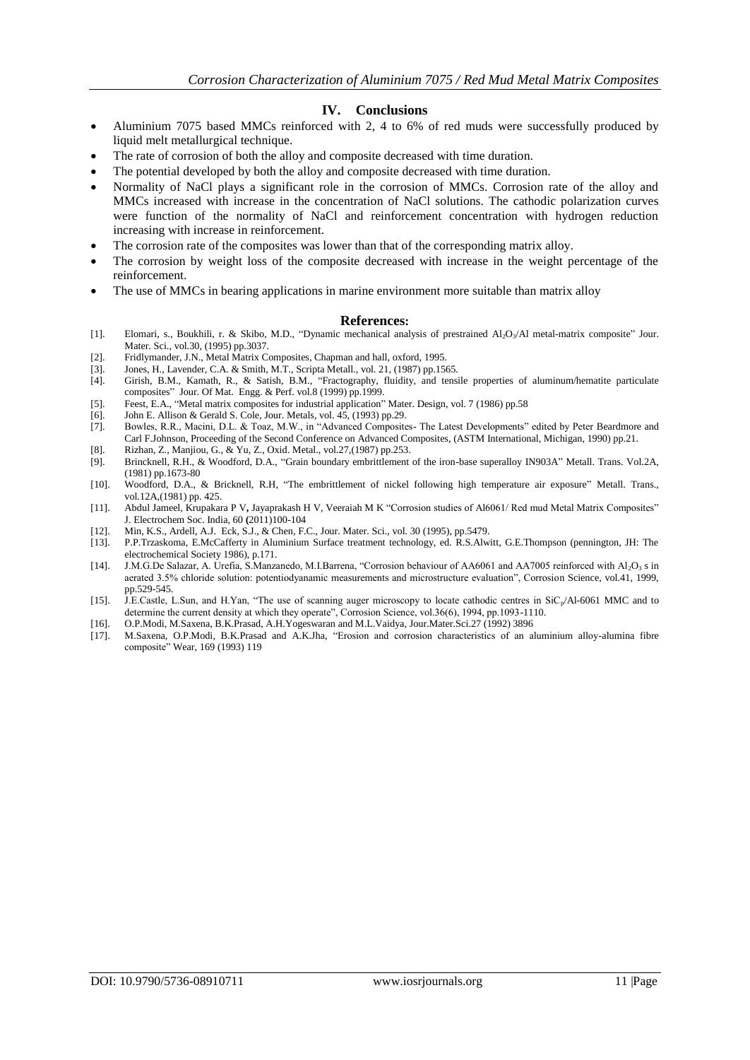## IV. Conclusions

- Aluminium 7075 based MMCs reinforced with 2, 4 to 6% of red muds were successfully produced by liquid melt metallurgical technique.
- The rate of corrosion of both the alloy and composite decreased with time duration.
- The potential developed by both the alloy and composite decreased with time duration.
- Normality of NaCl plays a significant role in the corrosion of MMCs. Corrosion rate of the alloy and MMCs increased with increase in the concentration of NaCl solutions. The cathodic polarization curves were function of the normality of NaCl and reinforcement concentration with hydrogen reduction increasing with increase in reinforcement.
- The corrosion rate of the composites was lower than that of the corresponding matrix alloy.
- The corrosion by weight loss of the composite decreased with increase in the weight percentage of the reinforcement.
- The use of MMCs in bearing applications in marine environment more suitable than matrix alloy

## References:

[1]. Elomari, s., Boukhili, r. & Skibo, M.D., "Dynamic mechanical analysis of prestrained $Al_2O_3$/Al metal-matrix composite" Jour. Mater. Sci., vol.30, (1995) pp.3037.

[2]. Fridlymander, J.N., Metal Matrix Composites, Chapman and hall, oxford, 1995.

[3]. Jones, H., Lavender, C.A. & Smith, M.T., Scripta Metall., vol. 21, (1987) pp.1565.

[4]. Girish, B.M., Kamath, R., & Satish, B.M., "Fractography, fluidity, and tensile properties of aluminum/hematite particulate composites" Jour. Of Mat. Engg. & Perf. vol.8 (1999) pp.1999.

[5]. Feest, E.A., "Metal matrix composites for industrial application" Mater. Design, vol. 7 (1986) pp.58

[6]. John E. Allison & Gerald S. Cole, Jour. Metals, vol. 45, (1993) pp.29.

[7]. Bowles, R.R., Macini, D.L. & Toaz, M.W., in "Advanced Composites- The Latest Developments" edited by Peter Beardmore and Carl F.Johnson, Proceeding of the Second Conference on Advanced Composites, (ASTM International, Michigan, 1990) pp.21.

[8]. Rizhan, Z., Manjiou, G., & Yu, Z., Oxid. Metal., vol.27,(1987) pp.253.

[9]. Brincknell, R.H., & Woodford, D.A., "Grain boundary embrittlement of the iron-base superalloy IN903A" Metall. Trans. Vol.2A, (1981) pp.1673-80

[10]. Woodford, D.A., & Bricknell, R.H, "The embrittlement of nickel following high temperature air exposure" Metall. Trans., vol.12A,(1981) pp. 425.

[11]. Abdul Jameel, Krupakara P V, Jayaprakash H V, Veeraiah M K "Corrosion studies of Al6061/ Red mud Metal Matrix Composites" J. Electrochem Soc. India, 60 (2011)100-104

[12]. Min, K.S., Ardell, A.J. Eck, S.J., & Chen, F.C., Jour. Mater. Sci., vol. 30 (1995), pp.5479.

[13]. P.P.Trzaskoma, E.McCafferty in Aluminium Surface treatment technology, ed. R.S.Alwitt, G.E.Thompson (pennington, JH: The electrochemical Society 1986), p.171.

[14]. J.M.G.De Salazar, A. Urefia, S.Manzanedo, M.I.Barrena, "Corrosion behaviour of AA6061 and AA7005 reinforced with $Al_2O_3$ s in aerated 3.5% chloride solution: potentiodyanamic measurements and microstructure evaluation", Corrosion Science, vol.41, 1999, pp.529-545.

[15]. J.E.Castle, L.Sun, and H.Yan, "The use of scanning auger microscopy to locate cathodic centres in $SiC_p$/Al-6061 MMC and to determine the current density at which they operate", Corrosion Science, vol.36(6), 1994, pp.1093-1110.

[16]. O.P.Modi, M.Saxena, B.K.Prasad, A.H.Yogeswaran and M.L.Vaidya, Jour.Mater.Sci.27 (1992) 3896

[17]. M.Saxena, O.P.Modi, B.K.Prasad and A.K.Jha, "Erosion and corrosion characteristics of an aluminium alloy-alumina fibre composite" Wear, 169 (1993) 119